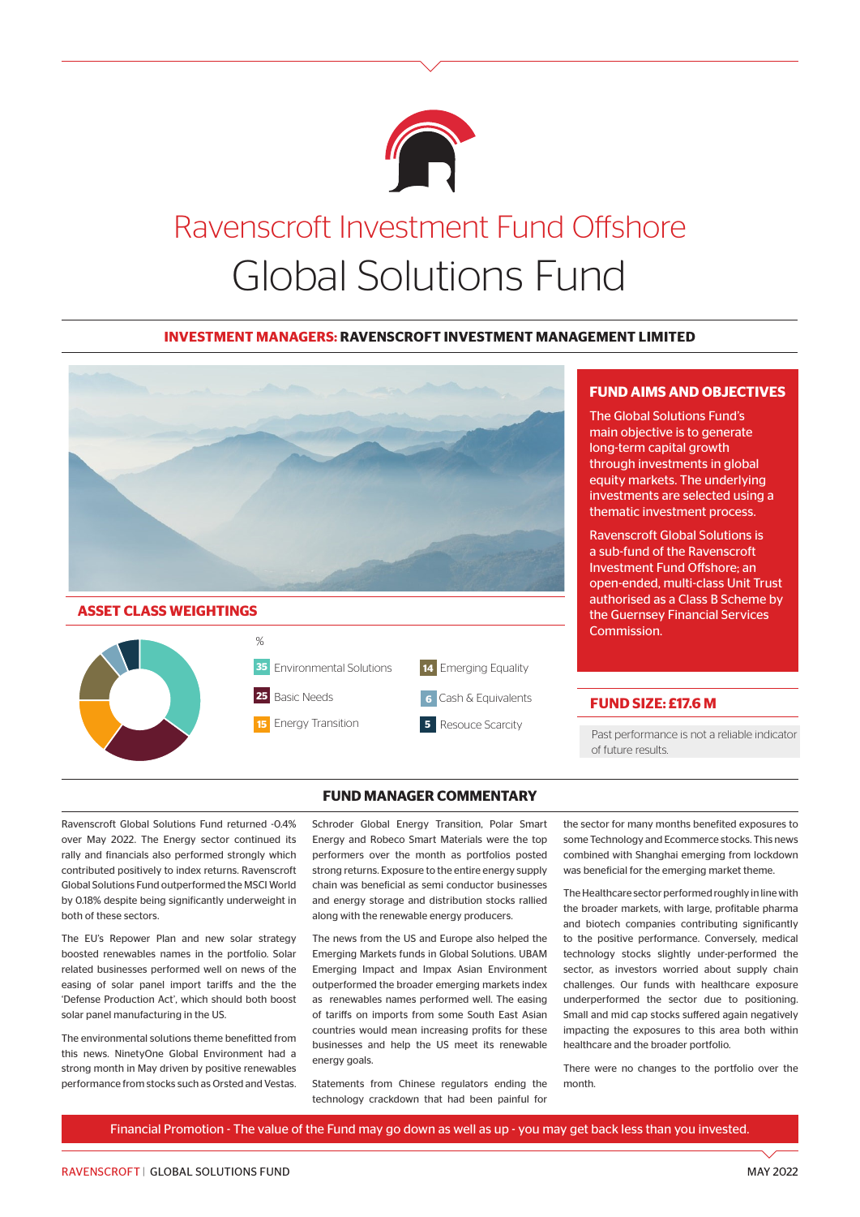# Ravenscroft Investment Fund Offshore

# Global Solutions Fund

**INVESTMENT MANAGERS: RAVENSCROFT INVESTMENT MANAGEMENT LIMITED**

## FUND AIMS AND OBJECTIVES

The Global Solutions Fund's main objective is to generate long-term capital growth through investments in global equity markets. The underlying investments are selected using a thematic investment process.

Ravenscroft Global Solutions is a sub-fund of the Ravenscroft Investment Fund Offshore; an open-ended, multi-class Unit Trust authorised as a Class B Scheme by the Guernsey Financial Services Commission.

## ASSET CLASS WEIGHTINGS

| Asset Class | % |
|---|---|
| Environmental Solutions | 35 |
| Basic Needs | 25 |
| Energy Transition | 15 |
| Emerging Equality | 14 |
| Cash & Equivalents | 6 |
| Resouce Scarcity | 5 |

## FUND SIZE: £17.6 M

Past performance is not a reliable indicator of future results.

## FUND MANAGER COMMENTARY

Ravenscroft Global Solutions Fund returned -0.4% over May 2022. The Energy sector continued its rally and financials also performed strongly which contributed positively to index returns. Ravenscroft Global Solutions Fund outperformed the MSCI World by 0.18% despite being significantly underweight in both of these sectors.

The EU's Repower Plan and new solar strategy boosted renewables names in the portfolio. Solar related businesses performed well on news of the easing of solar panel import tariffs and the 'Defense Production Act', which should both boost solar panel manufacturing in the US.

The environmental solutions theme benefitted from this news. NinetyOne Global Environment had a strong month in May driven by positive renewables performance from stocks such as Orsted and Vestas. Schroder Global Energy Transition, Polar Smart Energy and Robeco Smart Materials were the top performers over the month as portfolios posted strong returns. Exposure to the entire energy supply chain was beneficial as semi conductor businesses and energy storage and distribution stocks rallied along with the renewable energy producers.

The news from the US and Europe also helped the Emerging Markets funds in Global Solutions. UBAM Emerging Impact and Impax Asian Environment outperformed the broader emerging markets index as renewables names performed well. The easing of tariffs on imports from some South East Asian countries would mean increasing profits for these businesses and help the US meet its renewable energy goals.

Statements from Chinese regulators ending the technology crackdown that had been painful for the sector for many months benefited exposures to some Technology and Ecommerce stocks. This news combined with Shanghai emerging from lockdown was beneficial for the emerging market theme.

The Healthcare sector performed roughly in line with the broader markets, with large, profitable pharma and biotech companies contributing significantly to the positive performance. Conversely, medical technology stocks slightly under-performed the sector, as investors worried about supply chain challenges. Our funds with healthcare exposure underperformed the sector due to positioning. Small and mid cap stocks suffered again negatively impacting the exposures to this area both within healthcare and the broader portfolio.

There were no changes to the portfolio over the month.

Financial Promotion - The value of the Fund may go down as well as up - you may get back less than you invested.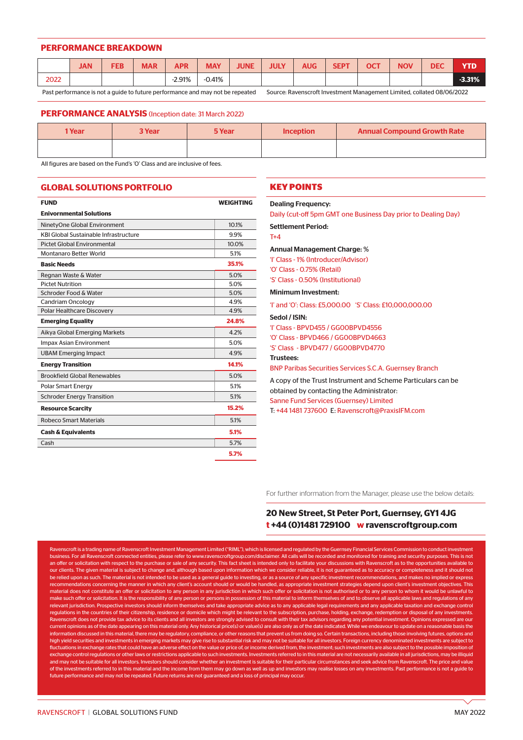## PERFORMANCE BREAKDOWN

| | JAN | FEB | MAR | APR | MAY | JUNE | JULY | AUG | SEPT | OCT | NOV | DEC | YTD |
|---|---|---|---|---|---|---|---|---|---|---|---|---|---|
| 2022 | | | | -2.91% | -0.41% | | | | | | | | -3.31% |

Past performance is not a guide to future performance and may not be repeated    Source: Ravenscroft Investment Management Limited, collated 08/06/2022

## PERFORMANCE ANALYSIS (Inception date: 31 March 2022)

| 1 Year | 3 Year | 5 Year | Inception | Annual Compound Growth Rate |
|---|---|---|---|---|
| | | | | |

All figures are based on the Fund's 'O' Class and are inclusive of fees.

## GLOBAL SOLUTIONS PORTFOLIO

| FUND | WEIGHTING |
|---|---|
| **Enivornmental Solutions** | |
| NinetyOne Global Environment | 10.1% |
| KBI Global Sustainable Infrastructure | 9.9% |
| Pictet Global Environmental | 10.0% |
| Montanaro Better World | 5.1% |
| **Basic Needs** | **35.1%** |
| Regnan Waste & Water | 5.0% |
| Pictet Nutrition | 5.0% |
| Schroder Food & Water | 5.0% |
| Candriam Oncology | 4.9% |
| Polar Healthcare Discovery | 4.9% |
| **Emerging Equality** | **24.8%** |
| Aikya Global Emerging Markets | 4.2% |
| Impax Asian Environment | 5.0% |
| UBAM Emerging Impact | 4.9% |
| **Energy Transition** | **14.1%** |
| Brookfield Global Renewables | 5.0% |
| Polar Smart Energy | 5.1% |
| Schroder Energy Transition | 5.1% |
| **Resource Scarcity** | **15.2%** |
| Robeco Smart Materials | 5.1% |
| **Cash & Equivalents** | **5.1%** |
| Cash | 5.7% |
| | **5.7%** |

## KEY POINTS

**Dealing Frequency:**
Daily (cut-off 5pm GMT one Business Day prior to Dealing Day)

**Settlement Period:**
T+4

**Annual Management Charge:** %
'I' Class - 1% (Introducer/Advisor)
'O' Class - 0.75% (Retail)
'S' Class - 0.50% (Institutional)

**Minimum Investment:**
'I' and 'O': Class: £5,000.00 'S' Class: £10,000,000.00

**Sedol / ISIN:**
'I' Class - BPVD455 / GG00BPVD4556
'O' Class - BPVD466 / GG00BPVD4663
'S' Class - BPVD477 / GG00BPVD4770

**Trustees:**
BNP Paribas Securities Services S.C.A. Guernsey Branch

A copy of the Trust Instrument and Scheme Particulars can be obtained by contacting the Administrator:
Sanne Fund Services (Guernsey) Limited
T: +44 1481 737600 E: Ravenscroft@PraxisIFM.com

For further information from the Manager, please use the below details:

**20 New Street, St Peter Port, Guernsey, GY1 4JG**
**t +44 (0)1481 729100 w ravenscroftgroup.com**

Ravenscroft is a trading name of Ravenscroft Investment Management Limited ("RIML"), which is licensed and regulated by the Guernsey Financial Services Commission to conduct investment business. For all Ravenscroft connected entities, please refer to www.ravenscroftgroup.com/disclaimer. All calls will be recorded and monitored for training and security purposes. This is not an offer or solicitation with respect to the purchase or sale of any security. This fact sheet is intended only to facilitate your discussions with Ravenscroft as to the opportunities available to our clients. The given material is subject to change and, although based upon information which we consider reliable, it is not guaranteed as to accuracy or completeness and it should not be relied upon as such. The material is not intended to be used as a general guide to investing, or as a source of any specific investment recommendations, and makes no implied or express recommendations concerning the manner in which any client's account should or would be handled, as appropriate investment strategies depend upon client's investment objectives. This material does not constitute an offer or solicitation to any person in any jurisdiction in which such offer or solicitation is not authorised or to any person to whom it would be unlawful to make such offer or solicitation. It is the responsibility of any person or persons in possession of this material to inform themselves of and to observe all applicable laws and regulations of any relevant jurisdiction. Prospective investors should inform themselves and take appropriate advice as to any applicable legal requirements and any applicable taxation and exchange control regulations in the countries of their citizenship, residence or domicile which might be relevant to the subscription, purchase, holding, exchange, redemption or disposal of any investments. Ravenscroft does not provide tax advice to its clients and all investors are strongly advised to consult with their tax advisors regarding any potential investment. Opinions expressed are our current opinions as of the date appearing on this material only. Any historical price(s) or value(s) are also only as of the date indicated. While we endeavour to update on a reasonable basis the information discussed in this material, there may be regulatory, compliance, or other reasons that prevent us from doing so. Certain transactions, including those involving futures, options and high yield securities and investments in emerging markets may give rise to substantial risk and may not be suitable for all investors. Foreign currency denominated investments are subject to fluctuations in exchange rates that could have an adverse effect on the value or price of, or income derived from, the investment; such investments are also subject to the possible imposition of exchange control regulations or other laws or restrictions applicable to such investments. Investments referred to in this material are not necessarily available in all jurisdictions, may be illiquid and may not be suitable for all investors. Investors should consider whether an investment is suitable for their particular circumstances and seek advice from Ravenscroft. The price and value of the investments referred to in this material and the income from them may go down as well as up and investors may realise losses on any investments. Past performance is not a guide to future performance and may not be repeated. Future returns are not guaranteed and a loss of principal may occur.